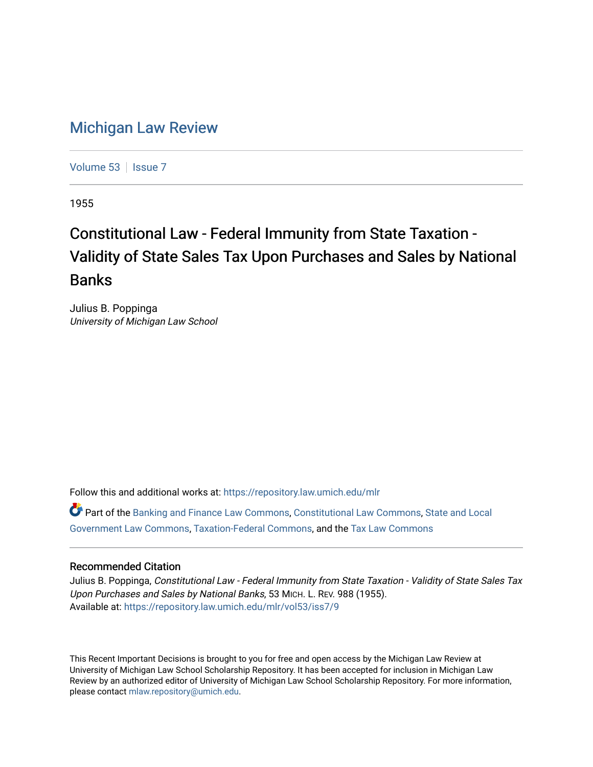# Michigan Law Review

Volume 53 | Issue 7

1955

## Constitutional Law - Federal Immunity from State Taxation - Validity of State Sales Tax Upon Purchases and Sales by National Banks

Julius B. Poppinga
*University of Michigan Law School*

Follow this and additional works at: https://repository.law.umich.edu/mlr

Part of the Banking and Finance Law Commons, Constitutional Law Commons, State and Local Government Law Commons, Taxation-Federal Commons, and the Tax Law Commons

### Recommended Citation

Julius B. Poppinga, *Constitutional Law - Federal Immunity from State Taxation - Validity of State Sales Tax Upon Purchases and Sales by National Banks*, 53 MICH. L. REV. 988 (1955).
Available at: https://repository.law.umich.edu/mlr/vol53/iss7/9

This Recent Important Decisions is brought to you for free and open access by the Michigan Law Review at University of Michigan Law School Scholarship Repository. It has been accepted for inclusion in Michigan Law Review by an authorized editor of University of Michigan Law School Scholarship Repository. For more information, please contact mlaw.repository@umich.edu.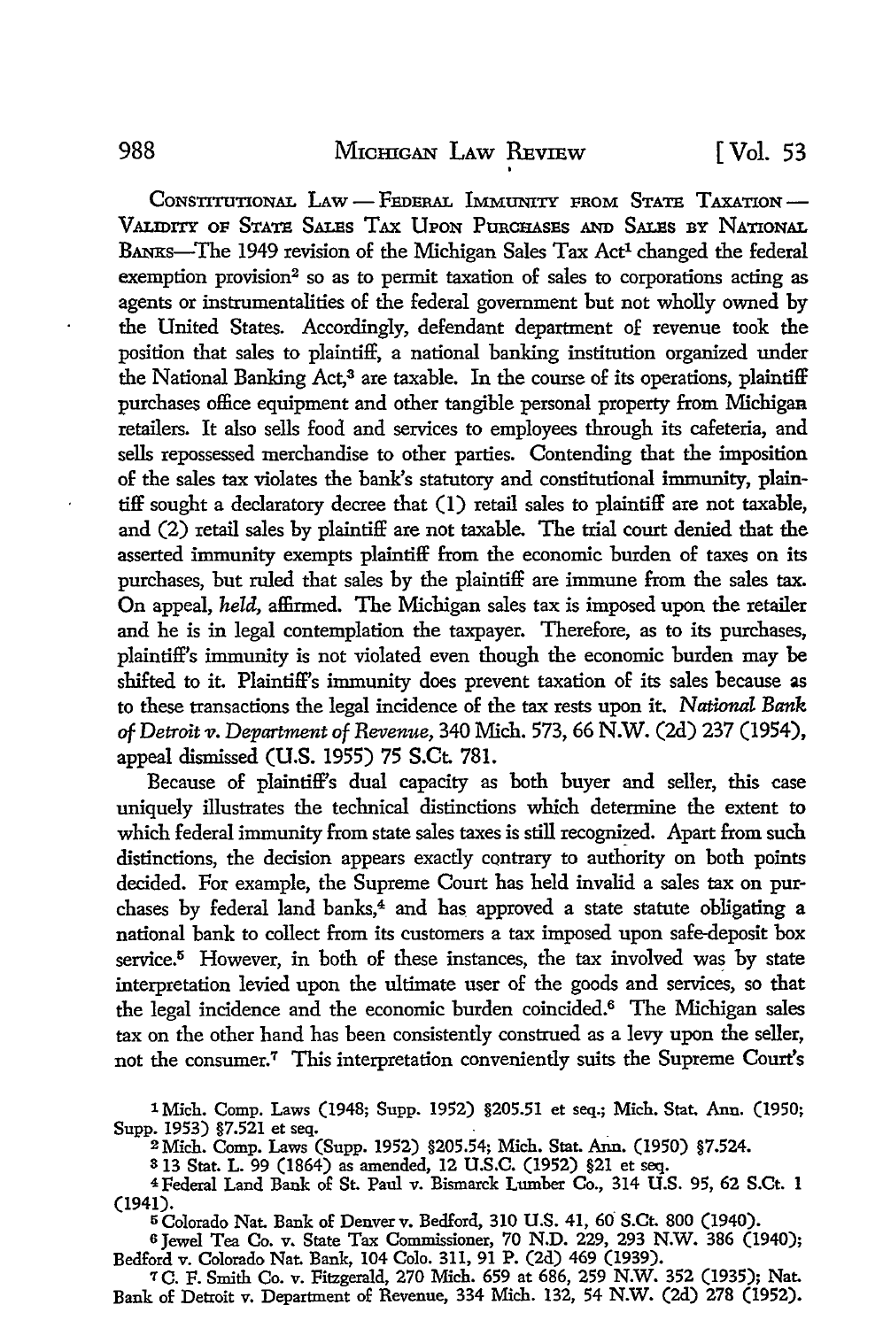CONSTITUTIONAL LAW — FEDERAL IMMUNITY FROM STATE TAXATION — VALIDITY OF STATE SALES TAX UPON PURCHASES AND SALES BY NATIONAL BANKS—The 1949 revision of the Michigan Sales Tax Act[1] changed the federal exemption provision[2] so as to permit taxation of sales to corporations acting as agents or instrumentalities of the federal government but not wholly owned by the United States. Accordingly, defendant department of revenue took the position that sales to plaintiff, a national banking institution organized under the National Banking Act,[3] are taxable. In the course of its operations, plaintiff purchases office equipment and other tangible personal property from Michigan retailers. It also sells food and services to employees through its cafeteria, and sells repossessed merchandise to other parties. Contending that the imposition of the sales tax violates the bank's statutory and constitutional immunity, plaintiff sought a declaratory decree that (1) retail sales to plaintiff are not taxable, and (2) retail sales by plaintiff are not taxable. The trial court denied that the asserted immunity exempts plaintiff from the economic burden of taxes on its purchases, but ruled that sales by the plaintiff are immune from the sales tax. On appeal, *held,* affirmed. The Michigan sales tax is imposed upon the retailer and he is in legal contemplation the taxpayer. Therefore, as to its purchases, plaintiff's immunity is not violated even though the economic burden may be shifted to it. Plaintiff's immunity does prevent taxation of its sales because as to these transactions the legal incidence of the tax rests upon it. *National Bank of Detroit v. Department of Revenue,* 340 Mich. 573, 66 N.W. (2d) 237 (1954), appeal dismissed (U.S. 1955) 75 S.Ct. 781.

Because of plaintiff's dual capacity as both buyer and seller, this case uniquely illustrates the technical distinctions which determine the extent to which federal immunity from state sales taxes is still recognized. Apart from such distinctions, the decision appears exactly contrary to authority on both points decided. For example, the Supreme Court has held invalid a sales tax on purchases by federal land banks,[4] and has approved a state statute obligating a national bank to collect from its customers a tax imposed upon safe-deposit box service.[5] However, in both of these instances, the tax involved was by state interpretation levied upon the ultimate user of the goods and services, so that the legal incidence and the economic burden coincided.[6] The Michigan sales tax on the other hand has been consistently construed as a levy upon the seller, not the consumer.[7] This interpretation conveniently suits the Supreme Court's

---

[1] Mich. Comp. Laws (1948; Supp. 1952) §205.51 et seq.; Mich. Stat. Ann. (1950; Supp. 1953) §7.521 et seq.

[2] Mich. Comp. Laws (Supp. 1952) §205.54; Mich. Stat. Ann. (1950) §7.524.

[3] 13 Stat. L. 99 (1864) as amended, 12 U.S.C. (1952) §21 et seq.

[4] Federal Land Bank of St. Paul v. Bismarck Lumber Co., 314 U.S. 95, 62 S.Ct. 1 (1941).

[5] Colorado Nat. Bank of Denver v. Bedford, 310 U.S. 41, 60 S.Ct. 800 (1940).

[6] Jewel Tea Co. v. State Tax Commissioner, 70 N.D. 229, 293 N.W. 386 (1940); Bedford v. Colorado Nat. Bank, 104 Colo. 311, 91 P. (2d) 469 (1939).

[7] C. F. Smith Co. v. Fitzgerald, 270 Mich. 659 at 686, 259 N.W. 352 (1935); Nat. Bank of Detroit v. Department of Revenue, 334 Mich. 132, 54 N.W. (2d) 278 (1952).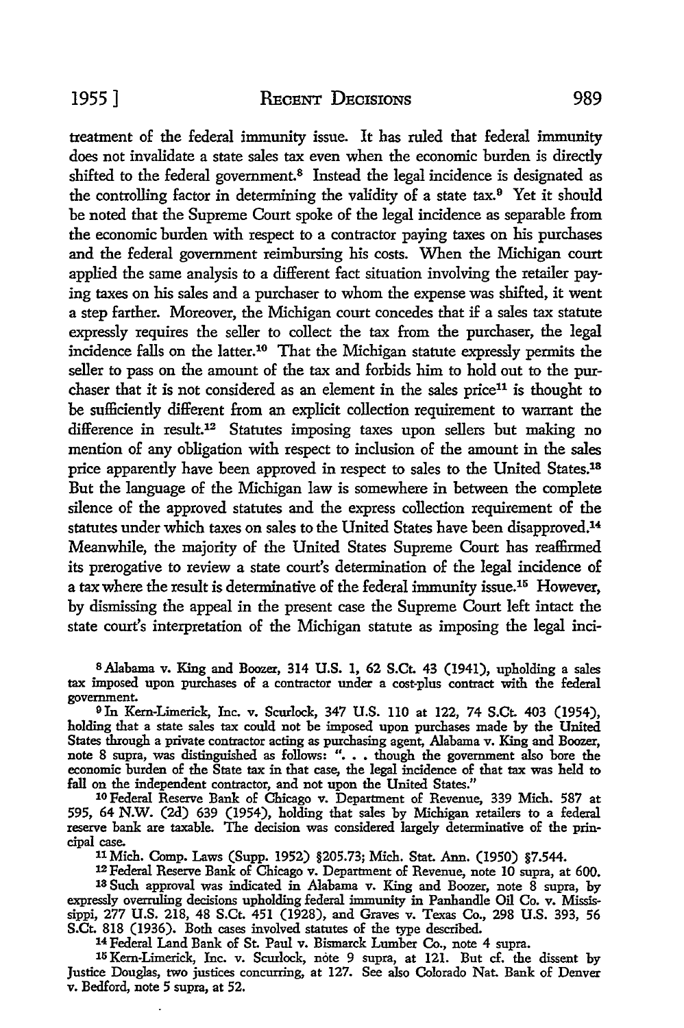treatment of the federal immunity issue. It has ruled that federal immunity does not invalidate a state sales tax even when the economic burden is directly shifted to the federal government.[8] Instead the legal incidence is designated as the controlling factor in determining the validity of a state tax.[9] Yet it should be noted that the Supreme Court spoke of the legal incidence as separable from the economic burden with respect to a contractor paying taxes on his purchases and the federal government reimbursing his costs. When the Michigan court applied the same analysis to a different fact situation involving the retailer paying taxes on his sales and a purchaser to whom the expense was shifted, it went a step farther. Moreover, the Michigan court concedes that if a sales tax statute expressly requires the seller to collect the tax from the purchaser, the legal incidence falls on the latter.[10] That the Michigan statute expressly permits the seller to pass on the amount of the tax and forbids him to hold out to the purchaser that it is not considered as an element in the sales price[11] is thought to be sufficiently different from an explicit collection requirement to warrant the difference in result.[12] Statutes imposing taxes upon sellers but making no mention of any obligation with respect to inclusion of the amount in the sales price apparently have been approved in respect to sales to the United States.[13] But the language of the Michigan law is somewhere in between the complete silence of the approved statutes and the express collection requirement of the statutes under which taxes on sales to the United States have been disapproved.[14] Meanwhile, the majority of the United States Supreme Court has reaffirmed its prerogative to review a state court's determination of the legal incidence of a tax where the result is determinative of the federal immunity issue.[15] However, by dismissing the appeal in the present case the Supreme Court left intact the state court's interpretation of the Michigan statute as imposing the legal inci-

[8] Alabama v. King and Boozer, 314 U.S. 1, 62 S.Ct. 43 (1941), upholding a sales tax imposed upon purchases of a contractor under a cost-plus contract with the federal government.

[9] In Kern-Limerick, Inc. v. Scurlock, 347 U.S. 110 at 122, 74 S.Ct. 403 (1954), holding that a state sales tax could not be imposed upon purchases made by the United States through a private contractor acting as purchasing agent, Alabama v. King and Boozer, note 8 supra, was distinguished as follows: ". . . though the government also bore the economic burden of the State tax in that case, the legal incidence of that tax was held to fall on the independent contractor, and not upon the United States."

[10] Federal Reserve Bank of Chicago v. Department of Revenue, 339 Mich. 587 at 595, 64 N.W. (2d) 639 (1954), holding that sales by Michigan retailers to a federal reserve bank are taxable. The decision was considered largely determinative of the principal case.

[11] Mich. Comp. Laws (Supp. 1952) §205.73; Mich. Stat. Ann. (1950) §7.544.

[12] Federal Reserve Bank of Chicago v. Department of Revenue, note 10 supra, at 600.

[13] Such approval was indicated in Alabama v. King and Boozer, note 8 supra, by expressly overruling decisions upholding federal immunity in Panhandle Oil Co. v. Mississippi, 277 U.S. 218, 48 S.Ct. 451 (1928), and Graves v. Texas Co., 298 U.S. 393, 56 S.Ct. 818 (1936). Both cases involved statutes of the type described.

[14] Federal Land Bank of St. Paul v. Bismarck Lumber Co., note 4 supra.

[15] Kern-Limerick, Inc. v. Scurlock, note 9 supra, at 121. But cf. the dissent by Justice Douglas, two justices concurring, at 127. See also Colorado Nat. Bank of Denver v. Bedford, note 5 supra, at 52.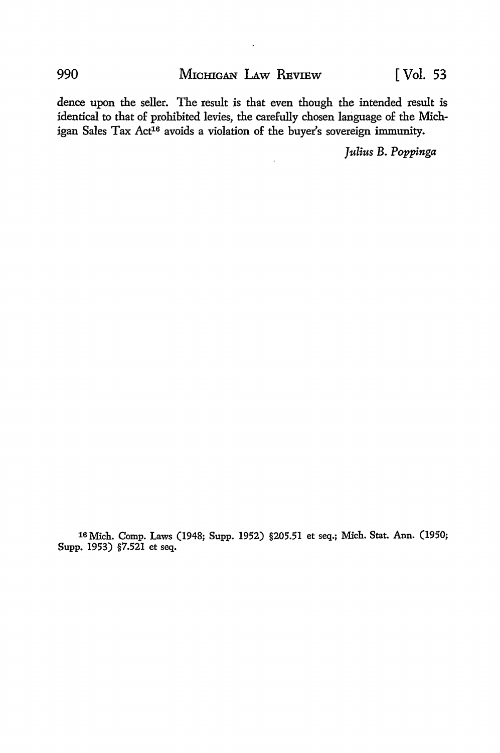dence upon the seller. The result is that even though the intended result is identical to that of prohibited levies, the carefully chosen language of the Michigan Sales Tax Act[16] avoids a violation of the buyer's sovereign immunity.

*Julius B. Poppinga*

[16] Mich. Comp. Laws (1948; Supp. 1952) §205.51 et seq.; Mich. Stat. Ann. (1950; Supp. 1953) §7.521 et seq.